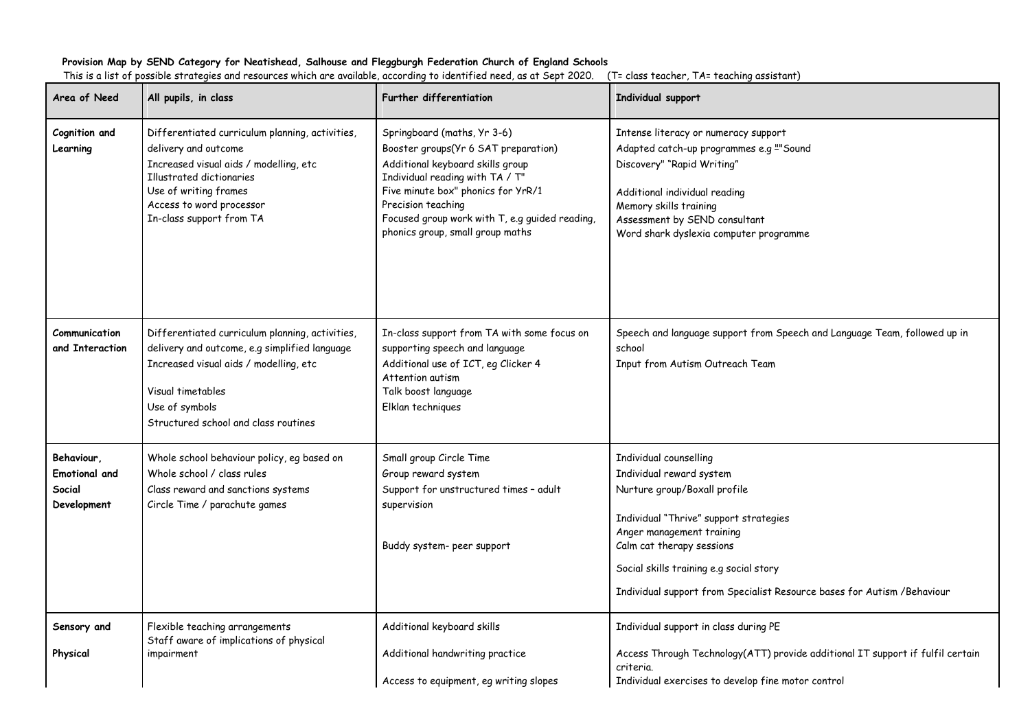**Provision Map by SEND Category for Neatishead, Salhouse and Fleggburgh Federation Church of England Schools**

This is a list of possible strategies and resources which are available, according to identified need, as at Sept 2020. (T= class teacher, TA= teaching assistant)

| Area of Need | All pupils, in class | Further differentiation | Individual support |
|---|---|---|---|
| **Cognition and Learning** | Differentiated curriculum planning, activities, delivery and outcome<br>Increased visual aids / modelling, etc<br>Illustrated dictionaries<br>Use of writing frames<br>Access to word processor<br>In-class support from TA | Springboard (maths, Yr 3-6)<br>Booster groups(Yr 6 SAT preparation)<br>Additional keyboard skills group<br>Individual reading with TA / T"<br>Five minute box" phonics for YrR/1<br>Precision teaching<br>Focused group work with T, e.g guided reading, phonics group, small group maths | Intense literacy or numeracy support<br>Adapted catch-up programmes e.g ""Sound Discovery" "Rapid Writing"<br><br>Additional individual reading<br>Memory skills training<br>Assessment by SEND consultant<br>Word shark dyslexia computer programme |
| **Communication and Interaction** | Differentiated curriculum planning, activities, delivery and outcome, e.g simplified language<br>Increased visual aids / modelling, etc<br><br>Visual timetables<br>Use of symbols<br>Structured school and class routines | In-class support from TA with some focus on supporting speech and language<br>Additional use of ICT, eg Clicker 4<br>Attention autism<br>Talk boost language<br>Elklan techniques | Speech and language support from Speech and Language Team, followed up in school<br>Input from Autism Outreach Team |
| **Behaviour, Emotional and Social Development** | Whole school behaviour policy, eg based on<br>Whole school / class rules<br>Class reward and sanctions systems<br>Circle Time / parachute games | Small group Circle Time<br>Group reward system<br>Support for unstructured times – adult supervision<br><br><br>Buddy system- peer support | Individual counselling<br>Individual reward system<br>Nurture group/Boxall profile<br><br>Individual "Thrive" support strategies<br>Anger management training<br>Calm cat therapy sessions<br><br>Social skills training e.g social story<br><br>Individual support from Specialist Resource bases for Autism /Behaviour |
| **Sensory and Physical** | Flexible teaching arrangements<br>Staff aware of implications of physical impairment | Additional keyboard skills<br><br>Additional handwriting practice<br><br>Access to equipment, eg writing slopes | Individual support in class during PE<br><br>Access Through Technology(ATT) provide additional IT support if fulfil certain criteria.<br>Individual exercises to develop fine motor control |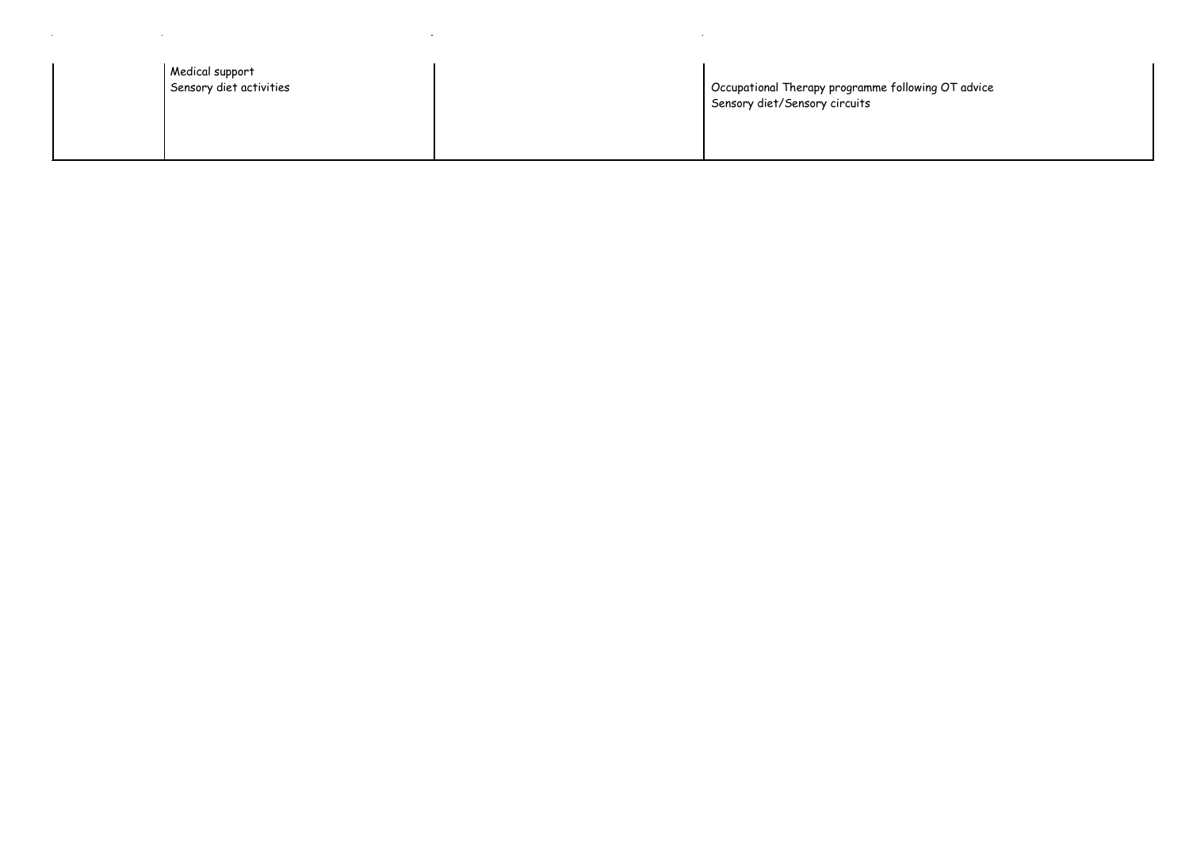| | | | |
|---|---|---|---|
| | Medical support<br>Sensory diet activities | | Occupational Therapy programme following OT advice<br>Sensory diet/Sensory circuits |